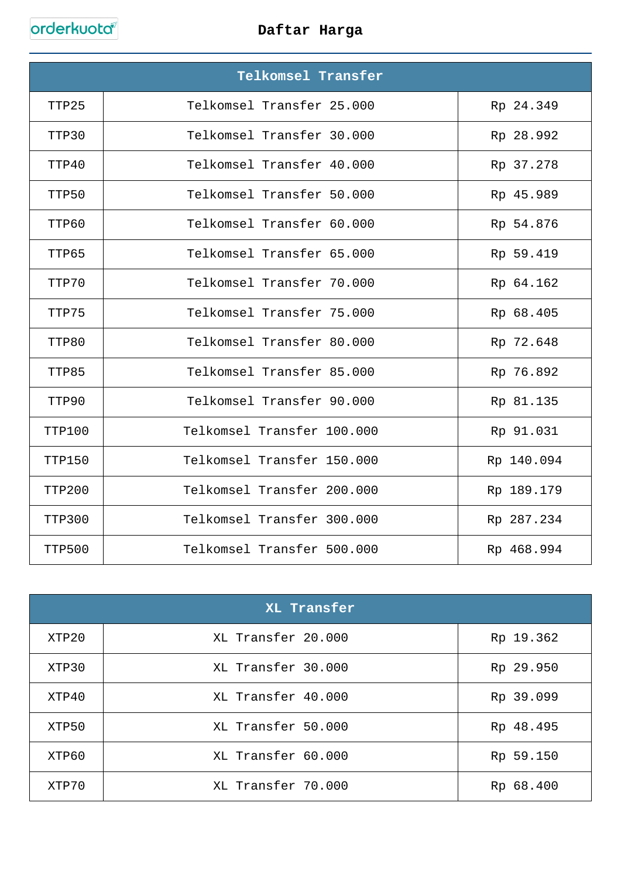orderkuota

# Daftar Harga

| Telkomsel Transfer | | |
|---|---|---|
| TTP25 | Telkomsel Transfer 25.000 | Rp 24.349 |
| TTP30 | Telkomsel Transfer 30.000 | Rp 28.992 |
| TTP40 | Telkomsel Transfer 40.000 | Rp 37.278 |
| TTP50 | Telkomsel Transfer 50.000 | Rp 45.989 |
| TTP60 | Telkomsel Transfer 60.000 | Rp 54.876 |
| TTP65 | Telkomsel Transfer 65.000 | Rp 59.419 |
| TTP70 | Telkomsel Transfer 70.000 | Rp 64.162 |
| TTP75 | Telkomsel Transfer 75.000 | Rp 68.405 |
| TTP80 | Telkomsel Transfer 80.000 | Rp 72.648 |
| TTP85 | Telkomsel Transfer 85.000 | Rp 76.892 |
| TTP90 | Telkomsel Transfer 90.000 | Rp 81.135 |
| TTP100 | Telkomsel Transfer 100.000 | Rp 91.031 |
| TTP150 | Telkomsel Transfer 150.000 | Rp 140.094 |
| TTP200 | Telkomsel Transfer 200.000 | Rp 189.179 |
| TTP300 | Telkomsel Transfer 300.000 | Rp 287.234 |
| TTP500 | Telkomsel Transfer 500.000 | Rp 468.994 |

| XL Transfer | | |
|---|---|---|
| XTP20 | XL Transfer 20.000 | Rp 19.362 |
| XTP30 | XL Transfer 30.000 | Rp 29.950 |
| XTP40 | XL Transfer 40.000 | Rp 39.099 |
| XTP50 | XL Transfer 50.000 | Rp 48.495 |
| XTP60 | XL Transfer 60.000 | Rp 59.150 |
| XTP70 | XL Transfer 70.000 | Rp 68.400 |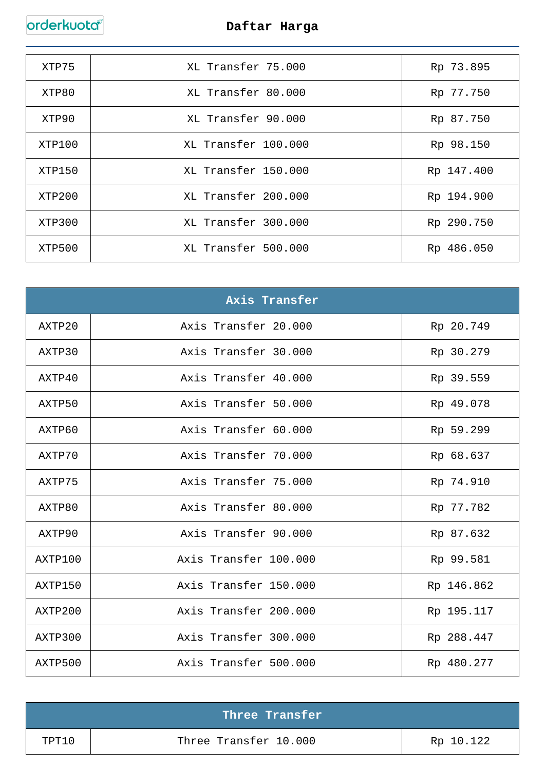| XTP75 | XL Transfer 75.000 | Rp 73.895 |
|---|---|---|
| XTP80 | XL Transfer 80.000 | Rp 77.750 |
| XTP90 | XL Transfer 90.000 | Rp 87.750 |
| XTP100 | XL Transfer 100.000 | Rp 98.150 |
| XTP150 | XL Transfer 150.000 | Rp 147.400 |
| XTP200 | XL Transfer 200.000 | Rp 194.900 |
| XTP300 | XL Transfer 300.000 | Rp 290.750 |
| XTP500 | XL Transfer 500.000 | Rp 486.050 |

| **Axis Transfer** | | |
|---|---|---|
| AXTP20 | Axis Transfer 20.000 | Rp 20.749 |
| AXTP30 | Axis Transfer 30.000 | Rp 30.279 |
| AXTP40 | Axis Transfer 40.000 | Rp 39.559 |
| AXTP50 | Axis Transfer 50.000 | Rp 49.078 |
| AXTP60 | Axis Transfer 60.000 | Rp 59.299 |
| AXTP70 | Axis Transfer 70.000 | Rp 68.637 |
| AXTP75 | Axis Transfer 75.000 | Rp 74.910 |
| AXTP80 | Axis Transfer 80.000 | Rp 77.782 |
| AXTP90 | Axis Transfer 90.000 | Rp 87.632 |
| AXTP100 | Axis Transfer 100.000 | Rp 99.581 |
| AXTP150 | Axis Transfer 150.000 | Rp 146.862 |
| AXTP200 | Axis Transfer 200.000 | Rp 195.117 |
| AXTP300 | Axis Transfer 300.000 | Rp 288.447 |
| AXTP500 | Axis Transfer 500.000 | Rp 480.277 |

| **Three Transfer** | | |
|---|---|---|
| TPT10 | Three Transfer 10.000 | Rp 10.122 |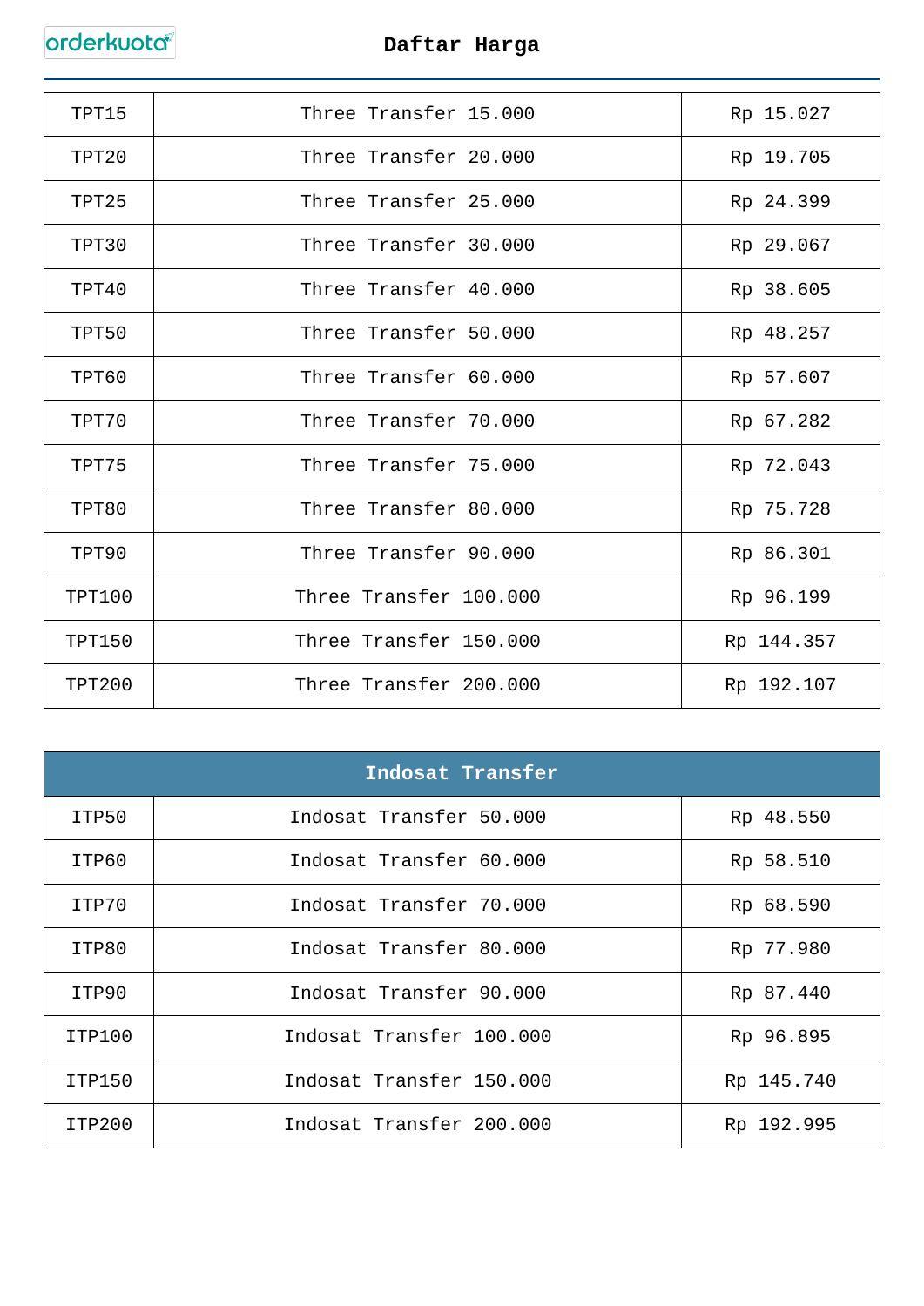# Daftar Harga

| | | |
|---|---|---|
| TPT15 | Three Transfer 15.000 | Rp 15.027 |
| TPT20 | Three Transfer 20.000 | Rp 19.705 |
| TPT25 | Three Transfer 25.000 | Rp 24.399 |
| TPT30 | Three Transfer 30.000 | Rp 29.067 |
| TPT40 | Three Transfer 40.000 | Rp 38.605 |
| TPT50 | Three Transfer 50.000 | Rp 48.257 |
| TPT60 | Three Transfer 60.000 | Rp 57.607 |
| TPT70 | Three Transfer 70.000 | Rp 67.282 |
| TPT75 | Three Transfer 75.000 | Rp 72.043 |
| TPT80 | Three Transfer 80.000 | Rp 75.728 |
| TPT90 | Three Transfer 90.000 | Rp 86.301 |
| TPT100 | Three Transfer 100.000 | Rp 96.199 |
| TPT150 | Three Transfer 150.000 | Rp 144.357 |
| TPT200 | Three Transfer 200.000 | Rp 192.107 |

| Indosat Transfer | | |
|---|---|---|
| ITP50 | Indosat Transfer 50.000 | Rp 48.550 |
| ITP60 | Indosat Transfer 60.000 | Rp 58.510 |
| ITP70 | Indosat Transfer 70.000 | Rp 68.590 |
| ITP80 | Indosat Transfer 80.000 | Rp 77.980 |
| ITP90 | Indosat Transfer 90.000 | Rp 87.440 |
| ITP100 | Indosat Transfer 100.000 | Rp 96.895 |
| ITP150 | Indosat Transfer 150.000 | Rp 145.740 |
| ITP200 | Indosat Transfer 200.000 | Rp 192.995 |